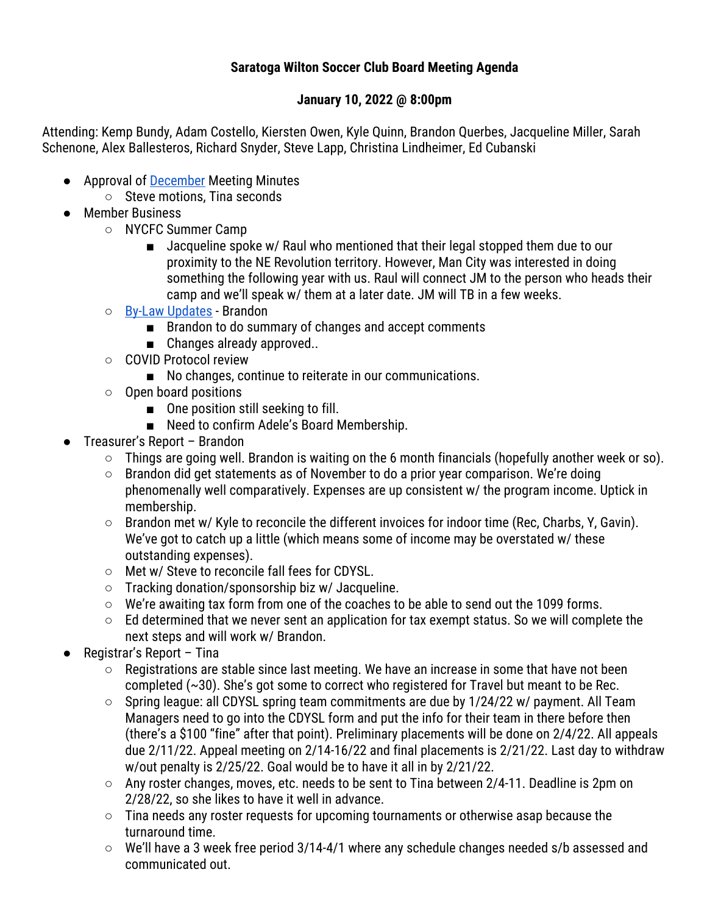**Saratoga Wilton Soccer Club Board Meeting Agenda**

**January 10, 2022 @ 8:00pm**

Attending: Kemp Bundy, Adam Costello, Kiersten Owen, Kyle Quinn, Brandon Querbes, Jacqueline Miller, Sarah Schenone, Alex Ballesteros, Richard Snyder, Steve Lapp, Christina Lindheimer, Ed Cubanski

- Approval of December Meeting Minutes
  - Steve motions, Tina seconds
- Member Business
  - NYCFC Summer Camp
    - Jacqueline spoke w/ Raul who mentioned that their legal stopped them due to our proximity to the NE Revolution territory. However, Man City was interested in doing something the following year with us. Raul will connect JM to the person who heads their camp and we'll speak w/ them at a later date. JM will TB in a few weeks.
  - By-Law Updates - Brandon
    - Brandon to do summary of changes and accept comments
    - Changes already approved..
  - COVID Protocol review
    - No changes, continue to reiterate in our communications.
  - Open board positions
    - One position still seeking to fill.
    - Need to confirm Adele's Board Membership.
- Treasurer's Report – Brandon
  - Things are going well. Brandon is waiting on the 6 month financials (hopefully another week or so).
  - Brandon did get statements as of November to do a prior year comparison. We're doing phenomenally well comparatively. Expenses are up consistent w/ the program income. Uptick in membership.
  - Brandon met w/ Kyle to reconcile the different invoices for indoor time (Rec, Charbs, Y, Gavin). We've got to catch up a little (which means some of income may be overstated w/ these outstanding expenses).
  - Met w/ Steve to reconcile fall fees for CDYSL.
  - Tracking donation/sponsorship biz w/ Jacqueline.
  - We're awaiting tax form from one of the coaches to be able to send out the 1099 forms.
  - Ed determined that we never sent an application for tax exempt status. So we will complete the next steps and will work w/ Brandon.
- Registrar's Report – Tina
  - Registrations are stable since last meeting. We have an increase in some that have not been completed (~30). She's got some to correct who registered for Travel but meant to be Rec.
  - Spring league: all CDYSL spring team commitments are due by 1/24/22 w/ payment. All Team Managers need to go into the CDYSL form and put the info for their team in there before then (there's a $100 "fine" after that point). Preliminary placements will be done on 2/4/22. All appeals due 2/11/22. Appeal meeting on 2/14-16/22 and final placements is 2/21/22. Last day to withdraw w/out penalty is 2/25/22. Goal would be to have it all in by 2/21/22.
  - Any roster changes, moves, etc. needs to be sent to Tina between 2/4-11. Deadline is 2pm on 2/28/22, so she likes to have it well in advance.
  - Tina needs any roster requests for upcoming tournaments or otherwise asap because the turnaround time.
  - We'll have a 3 week free period 3/14-4/1 where any schedule changes needed s/b assessed and communicated out.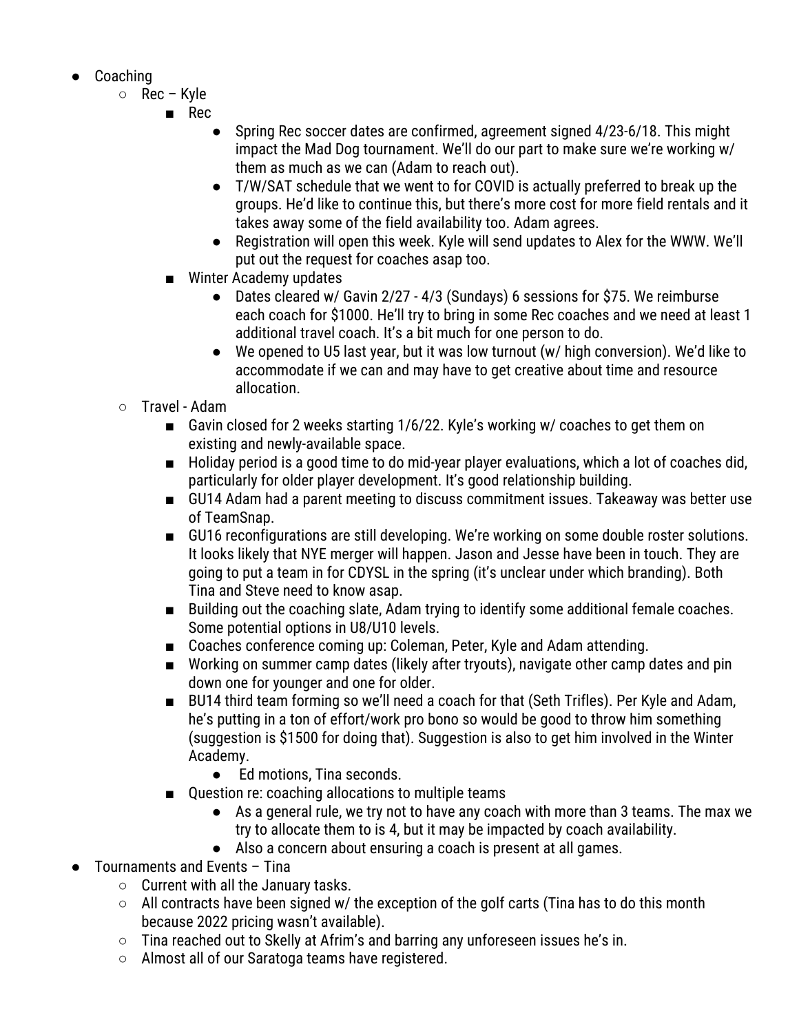- Coaching
  - Rec – Kyle
    - Rec
      - Spring Rec soccer dates are confirmed, agreement signed 4/23-6/18. This might impact the Mad Dog tournament. We'll do our part to make sure we're working w/ them as much as we can (Adam to reach out).
      - T/W/SAT schedule that we went to for COVID is actually preferred to break up the groups. He'd like to continue this, but there's more cost for more field rentals and it takes away some of the field availability too. Adam agrees.
      - Registration will open this week. Kyle will send updates to Alex for the WWW. We'll put out the request for coaches asap too.
    - Winter Academy updates
      - Dates cleared w/ Gavin 2/27 - 4/3 (Sundays) 6 sessions for $75. We reimburse each coach for $1000. He'll try to bring in some Rec coaches and we need at least 1 additional travel coach. It's a bit much for one person to do.
      - We opened to U5 last year, but it was low turnout (w/ high conversion). We'd like to accommodate if we can and may have to get creative about time and resource allocation.
  - Travel - Adam
    - Gavin closed for 2 weeks starting 1/6/22. Kyle's working w/ coaches to get them on existing and newly-available space.
    - Holiday period is a good time to do mid-year player evaluations, which a lot of coaches did, particularly for older player development. It's good relationship building.
    - GU14 Adam had a parent meeting to discuss commitment issues. Takeaway was better use of TeamSnap.
    - GU16 reconfigurations are still developing. We're working on some double roster solutions. It looks likely that NYE merger will happen. Jason and Jesse have been in touch. They are going to put a team in for CDYSL in the spring (it's unclear under which branding). Both Tina and Steve need to know asap.
    - Building out the coaching slate, Adam trying to identify some additional female coaches. Some potential options in U8/U10 levels.
    - Coaches conference coming up: Coleman, Peter, Kyle and Adam attending.
    - Working on summer camp dates (likely after tryouts), navigate other camp dates and pin down one for younger and one for older.
    - BU14 third team forming so we'll need a coach for that (Seth Trifles). Per Kyle and Adam, he's putting in a ton of effort/work pro bono so would be good to throw him something (suggestion is $1500 for doing that). Suggestion is also to get him involved in the Winter Academy.
      - Ed motions, Tina seconds.
    - Question re: coaching allocations to multiple teams
      - As a general rule, we try not to have any coach with more than 3 teams. The max we try to allocate them to is 4, but it may be impacted by coach availability.
      - Also a concern about ensuring a coach is present at all games.
- Tournaments and Events – Tina
  - Current with all the January tasks.
  - All contracts have been signed w/ the exception of the golf carts (Tina has to do this month because 2022 pricing wasn't available).
  - Tina reached out to Skelly at Afrim's and barring any unforeseen issues he's in.
  - Almost all of our Saratoga teams have registered.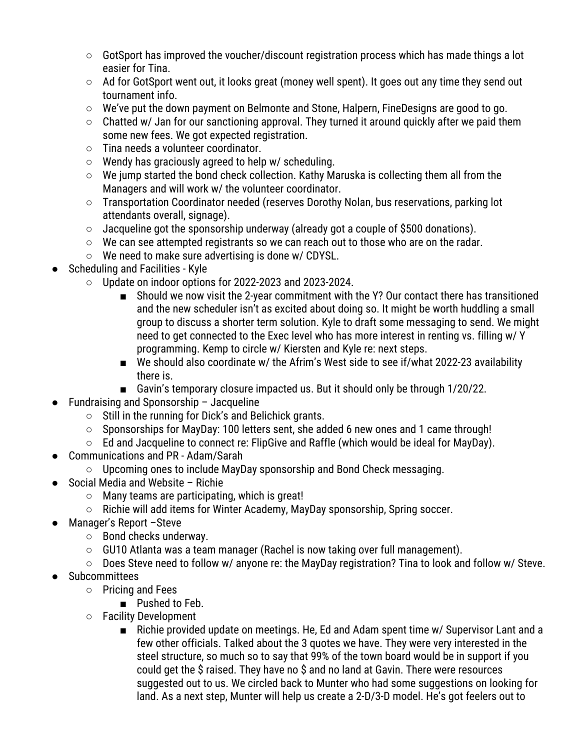- GotSport has improved the voucher/discount registration process which has made things a lot easier for Tina.
    - Ad for GotSport went out, it looks great (money well spent). It goes out any time they send out tournament info.
    - We've put the down payment on Belmonte and Stone, Halpern, FineDesigns are good to go.
    - Chatted w/ Jan for our sanctioning approval. They turned it around quickly after we paid them some new fees. We got expected registration.
    - Tina needs a volunteer coordinator.
    - Wendy has graciously agreed to help w/ scheduling.
    - We jump started the bond check collection. Kathy Maruska is collecting them all from the Managers and will work w/ the volunteer coordinator.
    - Transportation Coordinator needed (reserves Dorothy Nolan, bus reservations, parking lot attendants overall, signage).
    - Jacqueline got the sponsorship underway (already got a couple of $500 donations).
    - We can see attempted registrants so we can reach out to those who are on the radar.
    - We need to make sure advertising is done w/ CDYSL.
- Scheduling and Facilities - Kyle
    - Update on indoor options for 2022-2023 and 2023-2024.
        - Should we now visit the 2-year commitment with the Y? Our contact there has transitioned and the new scheduler isn't as excited about doing so. It might be worth huddling a small group to discuss a shorter term solution. Kyle to draft some messaging to send. We might need to get connected to the Exec level who has more interest in renting vs. filling w/ Y programming. Kemp to circle w/ Kiersten and Kyle re: next steps.
        - We should also coordinate w/ the Afrim's West side to see if/what 2022-23 availability there is.
        - Gavin's temporary closure impacted us. But it should only be through 1/20/22.
- Fundraising and Sponsorship – Jacqueline
    - Still in the running for Dick's and Belichick grants.
    - Sponsorships for MayDay: 100 letters sent, she added 6 new ones and 1 came through!
    - Ed and Jacqueline to connect re: FlipGive and Raffle (which would be ideal for MayDay).
- Communications and PR - Adam/Sarah
    - Upcoming ones to include MayDay sponsorship and Bond Check messaging.
- Social Media and Website – Richie
    - Many teams are participating, which is great!
    - Richie will add items for Winter Academy, MayDay sponsorship, Spring soccer.
- Manager's Report –Steve
    - Bond checks underway.
    - GU10 Atlanta was a team manager (Rachel is now taking over full management).
    - Does Steve need to follow w/ anyone re: the MayDay registration? Tina to look and follow w/ Steve.
- Subcommittees
    - Pricing and Fees
        - Pushed to Feb.
    - Facility Development
        - Richie provided update on meetings. He, Ed and Adam spent time w/ Supervisor Lant and a few other officials. Talked about the 3 quotes we have. They were very interested in the steel structure, so much so to say that 99% of the town board would be in support if you could get the $ raised. They have no $ and no land at Gavin. There were resources suggested out to us. We circled back to Munter who had some suggestions on looking for land. As a next step, Munter will help us create a 2-D/3-D model. He's got feelers out to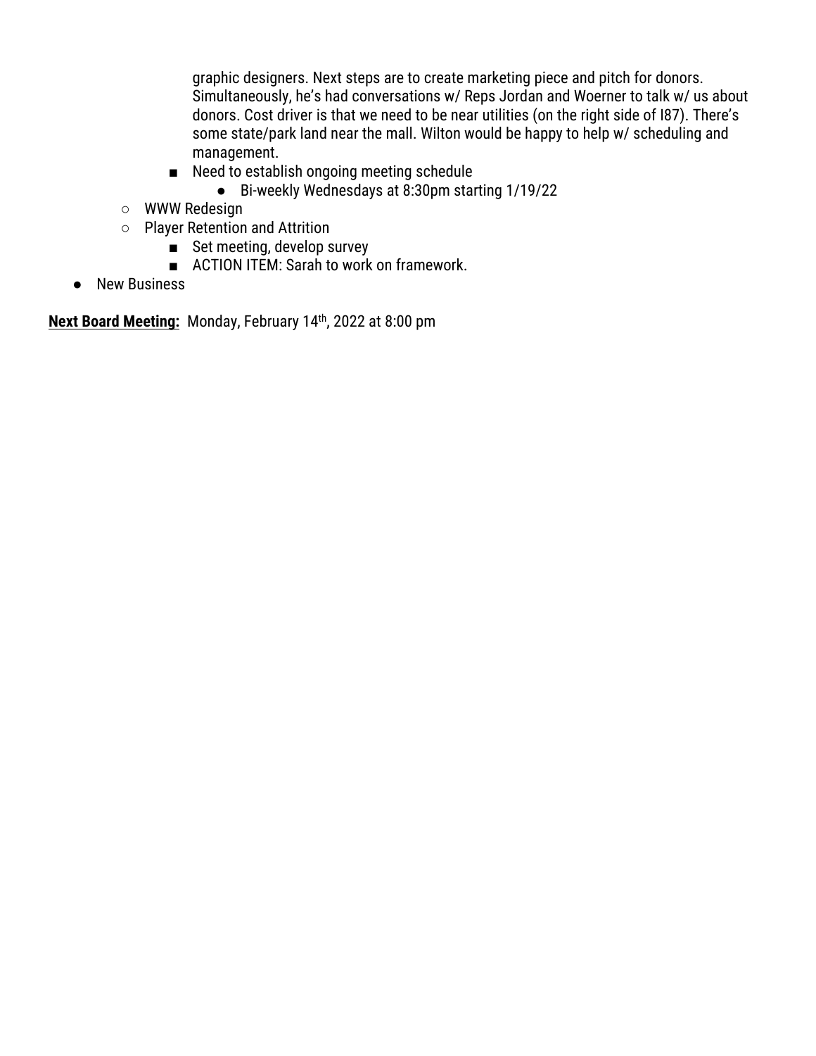graphic designers. Next steps are to create marketing piece and pitch for donors. Simultaneously, he's had conversations w/ Reps Jordan and Woerner to talk w/ us about donors. Cost driver is that we need to be near utilities (on the right side of I87). There's some state/park land near the mall. Wilton would be happy to help w/ scheduling and management.
    - Need to establish ongoing meeting schedule
      - Bi-weekly Wednesdays at 8:30pm starting 1/19/22
  - WWW Redesign
  - Player Retention and Attrition
    - Set meeting, develop survey
    - ACTION ITEM: Sarah to work on framework.
- New Business

**Next Board Meeting:** Monday, February 14th, 2022 at 8:00 pm